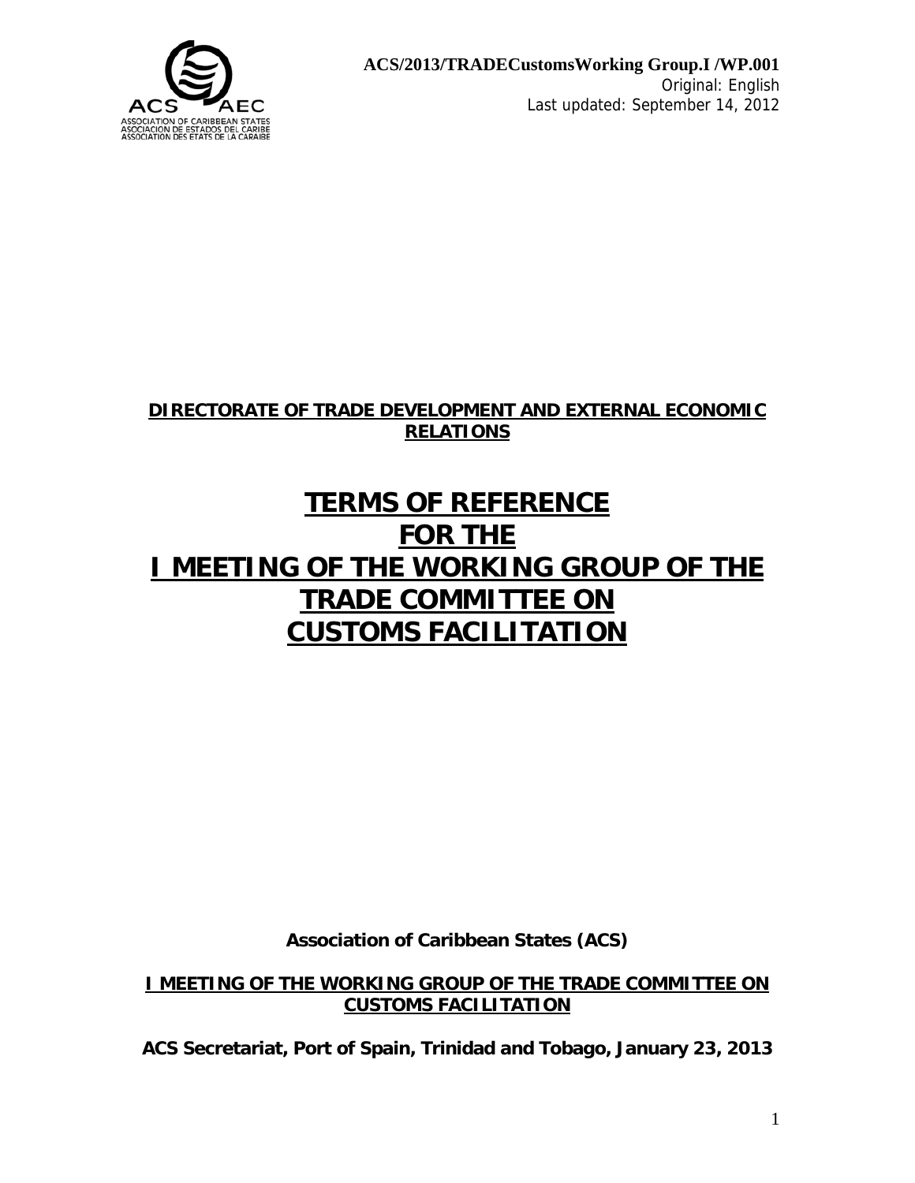**ACS/2013/TRADECustomsWorking Group.I /WP.001**
Original: English
Last updated: September 14, 2012

**DIRECTORATE OF TRADE DEVELOPMENT AND EXTERNAL ECONOMIC RELATIONS**

# TERMS OF REFERENCE FOR THE I MEETING OF THE WORKING GROUP OF THE TRADE COMMITTEE ON CUSTOMS FACILITATION

**Association of Caribbean States (ACS)**

**I MEETING OF THE WORKING GROUP OF THE TRADE COMMITTEE ON CUSTOMS FACILITATION**

**ACS Secretariat, Port of Spain, Trinidad and Tobago, January 23, 2013**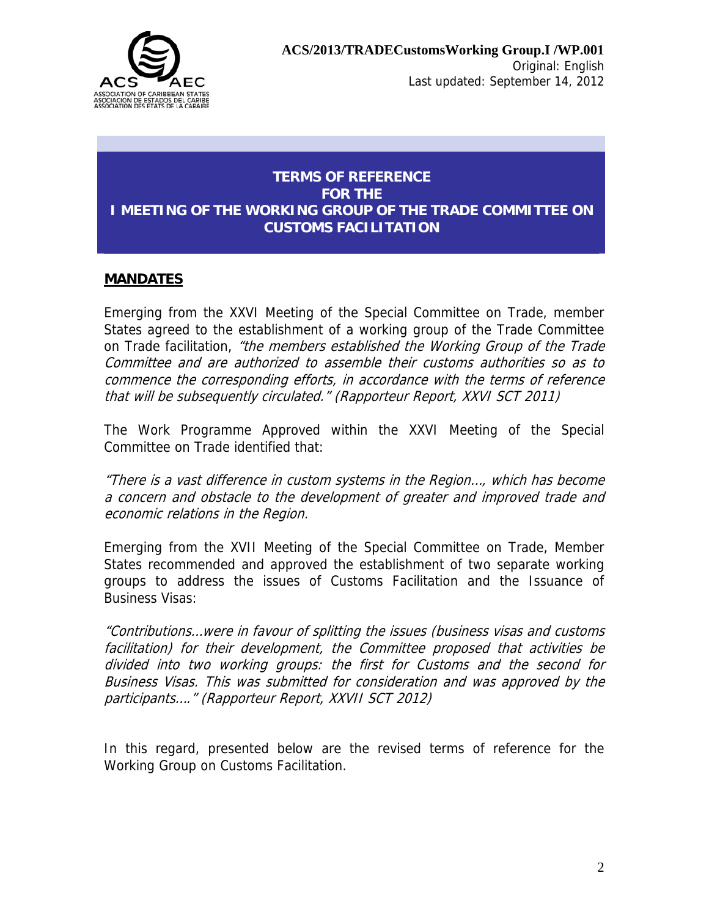**ACS/2013/TRADECustomsWorking Group.I /WP.001**
Original: English
Last updated: September 14, 2012

# TERMS OF REFERENCE FOR THE I MEETING OF THE WORKING GROUP OF THE TRADE COMMITTEE ON CUSTOMS FACILITATION

## MANDATES

Emerging from the XXVI Meeting of the Special Committee on Trade, member States agreed to the establishment of a working group of the Trade Committee on Trade facilitation, *"the members established the Working Group of the Trade Committee and are authorized to assemble their customs authorities so as to commence the corresponding efforts, in accordance with the terms of reference that will be subsequently circulated." (Rapporteur Report, XXVI SCT 2011)*

The Work Programme Approved within the XXVI Meeting of the Special Committee on Trade identified that:

*"There is a vast difference in custom systems in the Region…, which has become a concern and obstacle to the development of greater and improved trade and economic relations in the Region.*

Emerging from the XVII Meeting of the Special Committee on Trade, Member States recommended and approved the establishment of two separate working groups to address the issues of Customs Facilitation and the Issuance of Business Visas:

*"Contributions…were in favour of splitting the issues (business visas and customs facilitation) for their development, the Committee proposed that activities be divided into two working groups: the first for Customs and the second for Business Visas. This was submitted for consideration and was approved by the participants…." (Rapporteur Report, XXVII SCT 2012)*

In this regard, presented below are the revised terms of reference for the Working Group on Customs Facilitation.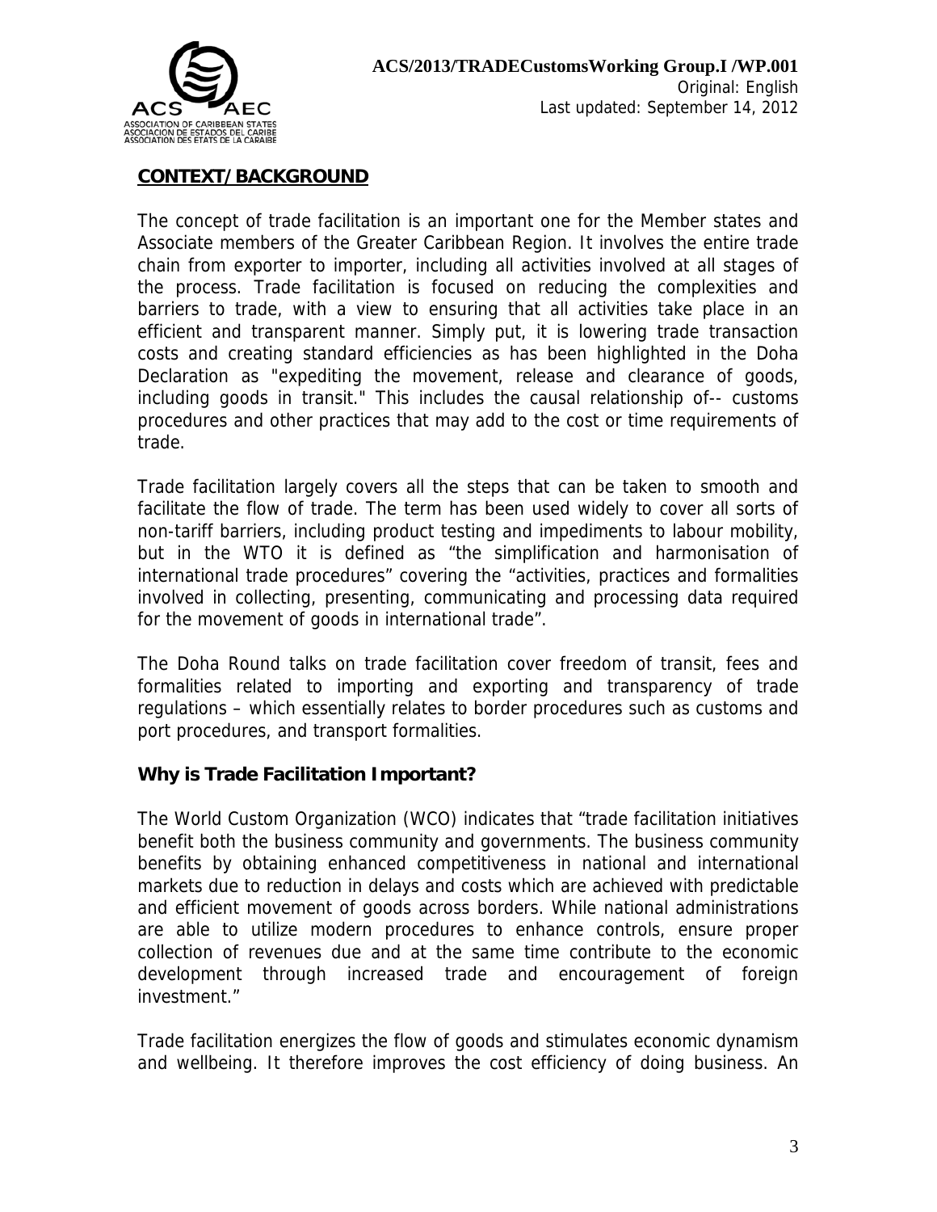## CONTEXT/BACKGROUND

The concept of trade facilitation is an important one for the Member states and Associate members of the Greater Caribbean Region. It involves the entire trade chain from exporter to importer, including all activities involved at all stages of the process. Trade facilitation is focused on reducing the complexities and barriers to trade, with a view to ensuring that all activities take place in an efficient and transparent manner. Simply put, it is lowering trade transaction costs and creating standard efficiencies as has been highlighted in the Doha Declaration as "expediting the movement, release and clearance of goods, including goods in transit." This includes the causal relationship of-- customs procedures and other practices that may add to the cost or time requirements of trade.

Trade facilitation largely covers all the steps that can be taken to smooth and facilitate the flow of trade. The term has been used widely to cover all sorts of non-tariff barriers, including product testing and impediments to labour mobility, but in the WTO it is defined as "the simplification and harmonisation of international trade procedures" covering the "activities, practices and formalities involved in collecting, presenting, communicating and processing data required for the movement of goods in international trade".

The Doha Round talks on trade facilitation cover freedom of transit, fees and formalities related to importing and exporting and transparency of trade regulations – which essentially relates to border procedures such as customs and port procedures, and transport formalities.

### Why is Trade Facilitation Important?

The World Custom Organization (WCO) indicates that "trade facilitation initiatives benefit both the business community and governments. The business community benefits by obtaining enhanced competitiveness in national and international markets due to reduction in delays and costs which are achieved with predictable and efficient movement of goods across borders. While national administrations are able to utilize modern procedures to enhance controls, ensure proper collection of revenues due and at the same time contribute to the economic development through increased trade and encouragement of foreign investment."

Trade facilitation energizes the flow of goods and stimulates economic dynamism and wellbeing. It therefore improves the cost efficiency of doing business. An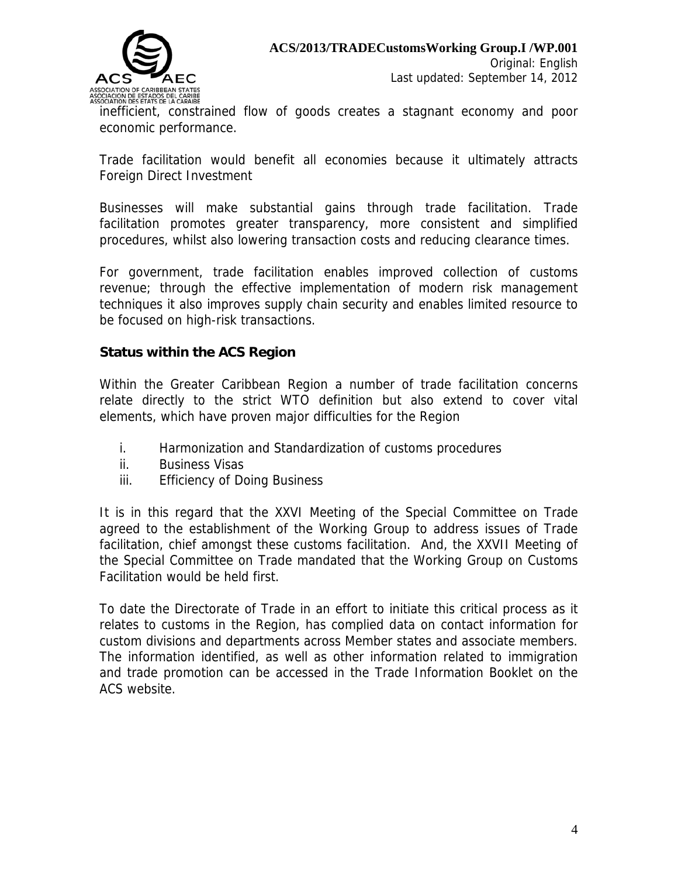inefficient, constrained flow of goods creates a stagnant economy and poor economic performance.

Trade facilitation would benefit all economies because it ultimately attracts Foreign Direct Investment

Businesses will make substantial gains through trade facilitation. Trade facilitation promotes greater transparency, more consistent and simplified procedures, whilst also lowering transaction costs and reducing clearance times.

For government, trade facilitation enables improved collection of customs revenue; through the effective implementation of modern risk management techniques it also improves supply chain security and enables limited resource to be focused on high-risk transactions.

## Status within the ACS Region

Within the Greater Caribbean Region a number of trade facilitation concerns relate directly to the strict WTO definition but also extend to cover vital elements, which have proven major difficulties for the Region

i. Harmonization and Standardization of customs procedures
ii. Business Visas
iii. Efficiency of Doing Business

It is in this regard that the XXVI Meeting of the Special Committee on Trade agreed to the establishment of the Working Group to address issues of Trade facilitation, chief amongst these customs facilitation. And, the XXVII Meeting of the Special Committee on Trade mandated that the Working Group on Customs Facilitation would be held first.

To date the Directorate of Trade in an effort to initiate this critical process as it relates to customs in the Region, has complied data on contact information for custom divisions and departments across Member states and associate members. The information identified, as well as other information related to immigration and trade promotion can be accessed in the Trade Information Booklet on the ACS website.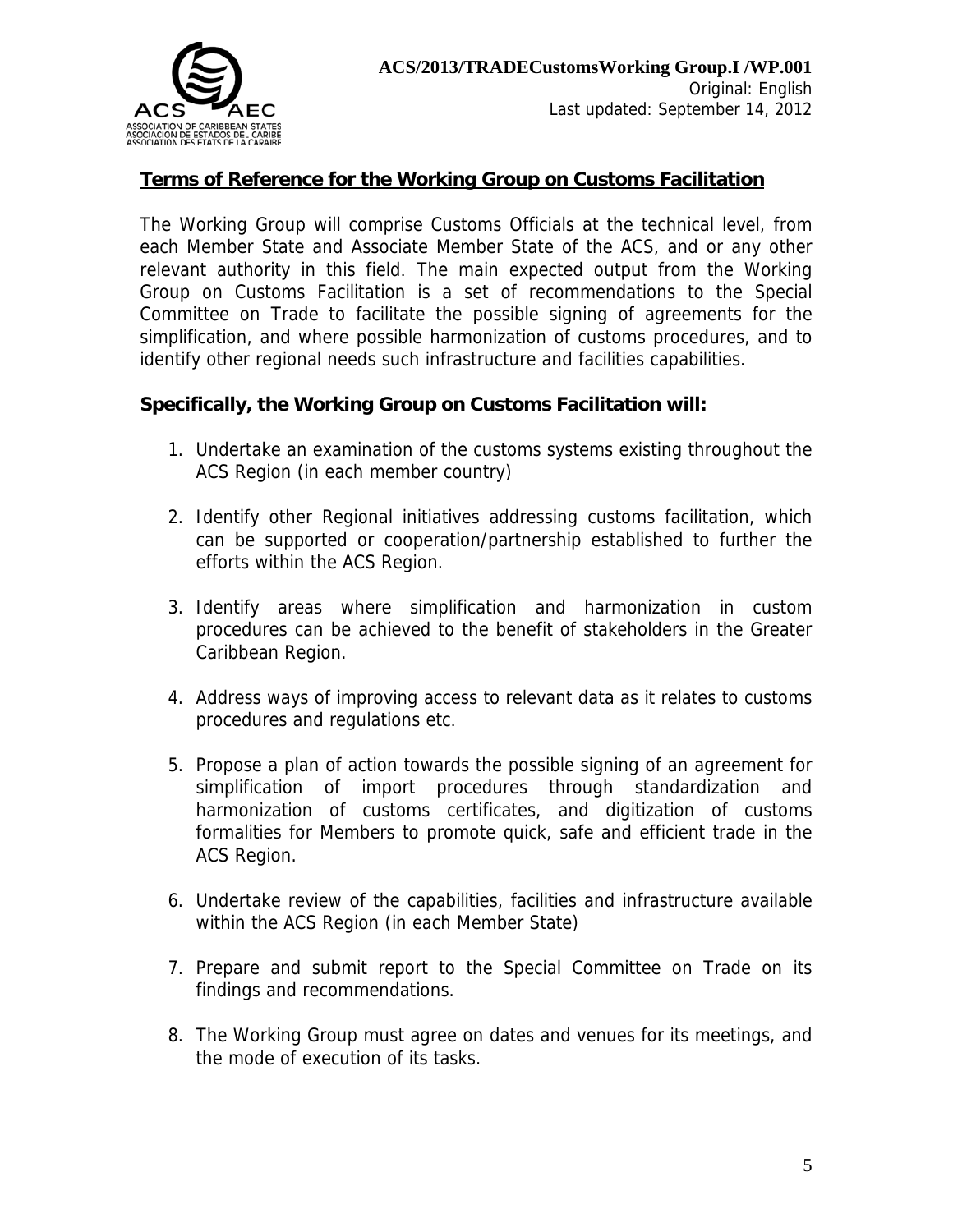## Terms of Reference for the Working Group on Customs Facilitation

The Working Group will comprise Customs Officials at the technical level, from each Member State and Associate Member State of the ACS, and or any other relevant authority in this field. The main expected output from the Working Group on Customs Facilitation is a set of recommendations to the Special Committee on Trade to facilitate the possible signing of agreements for the simplification, and where possible harmonization of customs procedures, and to identify other regional needs such infrastructure and facilities capabilities.

**Specifically, the Working Group on Customs Facilitation will:**

1. Undertake an examination of the customs systems existing throughout the ACS Region (in each member country)
2. Identify other Regional initiatives addressing customs facilitation, which can be supported or cooperation/partnership established to further the efforts within the ACS Region.
3. Identify areas where simplification and harmonization in custom procedures can be achieved to the benefit of stakeholders in the Greater Caribbean Region.
4. Address ways of improving access to relevant data as it relates to customs procedures and regulations etc.
5. Propose a plan of action towards the possible signing of an agreement for simplification of import procedures through standardization and harmonization of customs certificates, and digitization of customs formalities for Members to promote quick, safe and efficient trade in the ACS Region.
6. Undertake review of the capabilities, facilities and infrastructure available within the ACS Region (in each Member State)
7. Prepare and submit report to the Special Committee on Trade on its findings and recommendations.
8. The Working Group must agree on dates and venues for its meetings, and the mode of execution of its tasks.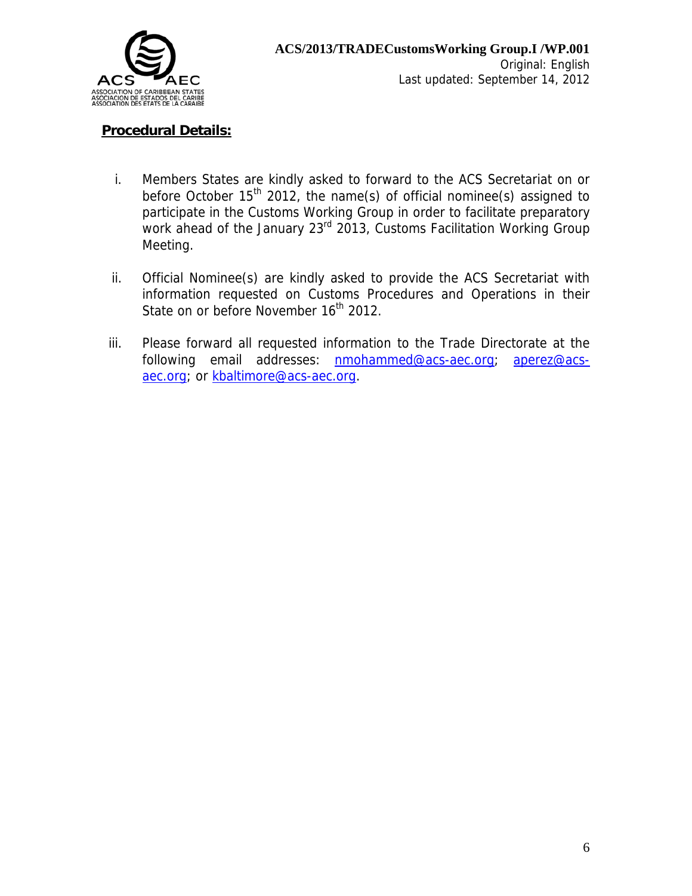**ACS/2013/TRADECustomsWorking Group.I /WP.001**
Original: English
Last updated: September 14, 2012

**Procedural Details:**

i. Members States are kindly asked to forward to the ACS Secretariat on or before October 15th 2012, the name(s) of official nominee(s) assigned to participate in the Customs Working Group in order to facilitate preparatory work ahead of the January 23rd 2013, Customs Facilitation Working Group Meeting.

ii. Official Nominee(s) are kindly asked to provide the ACS Secretariat with information requested on Customs Procedures and Operations in their State on or before November 16th 2012.

iii. Please forward all requested information to the Trade Directorate at the following email addresses: nmohammed@acs-aec.org; aperez@acs-aec.org; or kbaltimore@acs-aec.org.